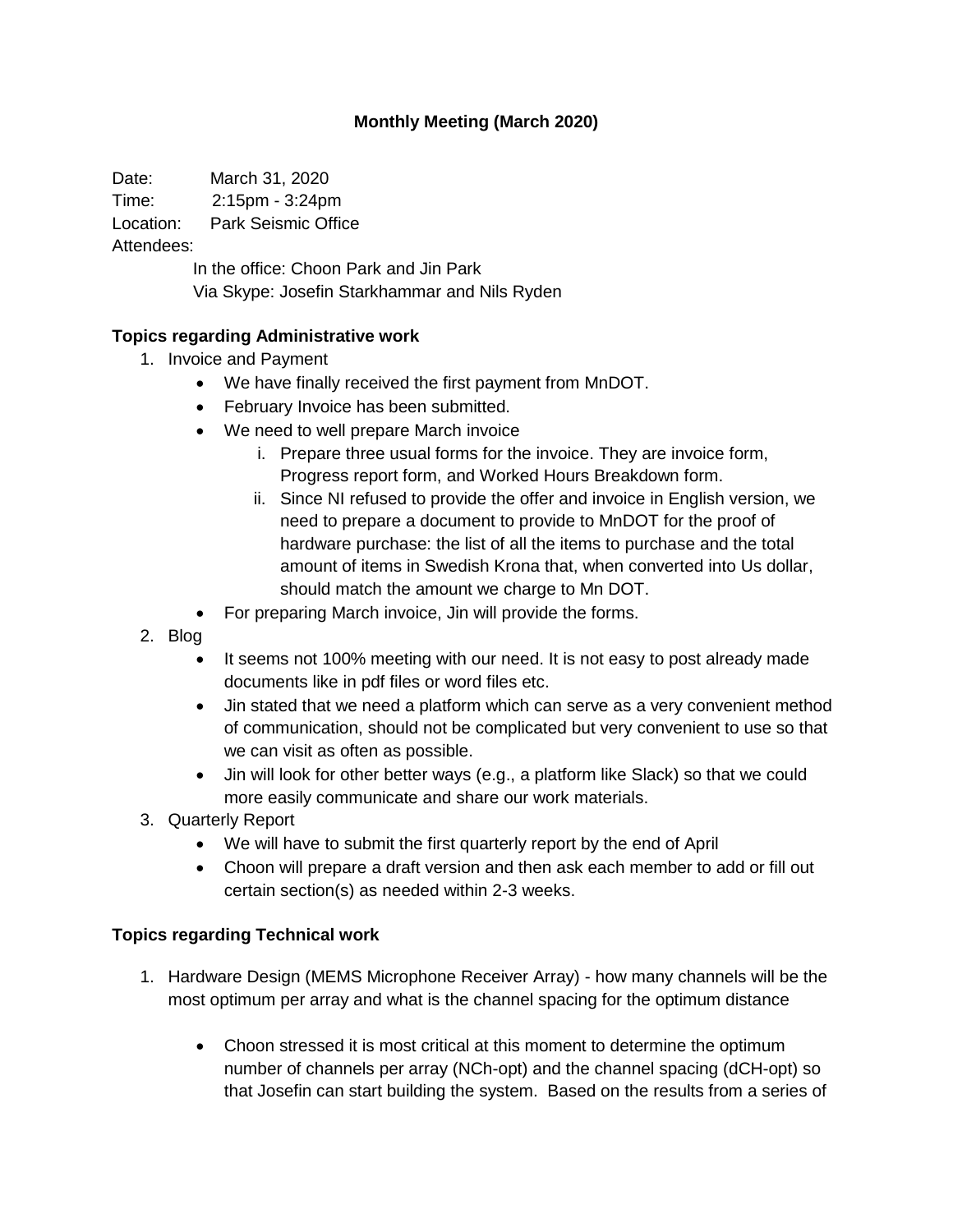**Monthly Meeting (March 2020)**

Date: March 31, 2020
Time: 2:15pm - 3:24pm
Location: Park Seismic Office
Attendees:

In the office: Choon Park and Jin Park
Via Skype: Josefin Starkhammar and Nils Ryden

**Topics regarding Administrative work**

1. Invoice and Payment
   - We have finally received the first payment from MnDOT.
   - February Invoice has been submitted.
   - We need to well prepare March invoice
     1. Prepare three usual forms for the invoice. They are invoice form, Progress report form, and Worked Hours Breakdown form.
     2. Since NI refused to provide the offer and invoice in English version, we need to prepare a document to provide to MnDOT for the proof of hardware purchase: the list of all the items to purchase and the total amount of items in Swedish Krona that, when converted into Us dollar, should match the amount we charge to Mn DOT.
   - For preparing March invoice, Jin will provide the forms.
2. Blog
   - It seems not 100% meeting with our need. It is not easy to post already made documents like in pdf files or word files etc.
   - Jin stated that we need a platform which can serve as a very convenient method of communication, should not be complicated but very convenient to use so that we can visit as often as possible.
   - Jin will look for other better ways (e.g., a platform like Slack) so that we could more easily communicate and share our work materials.
3. Quarterly Report
   - We will have to submit the first quarterly report by the end of April
   - Choon will prepare a draft version and then ask each member to add or fill out certain section(s) as needed within 2-3 weeks.

**Topics regarding Technical work**

1. Hardware Design (MEMS Microphone Receiver Array) - how many channels will be the most optimum per array and what is the channel spacing for the optimum distance

   - Choon stressed it is most critical at this moment to determine the optimum number of channels per array (NCh-opt) and the channel spacing (dCH-opt) so that Josefin can start building the system. Based on the results from a series of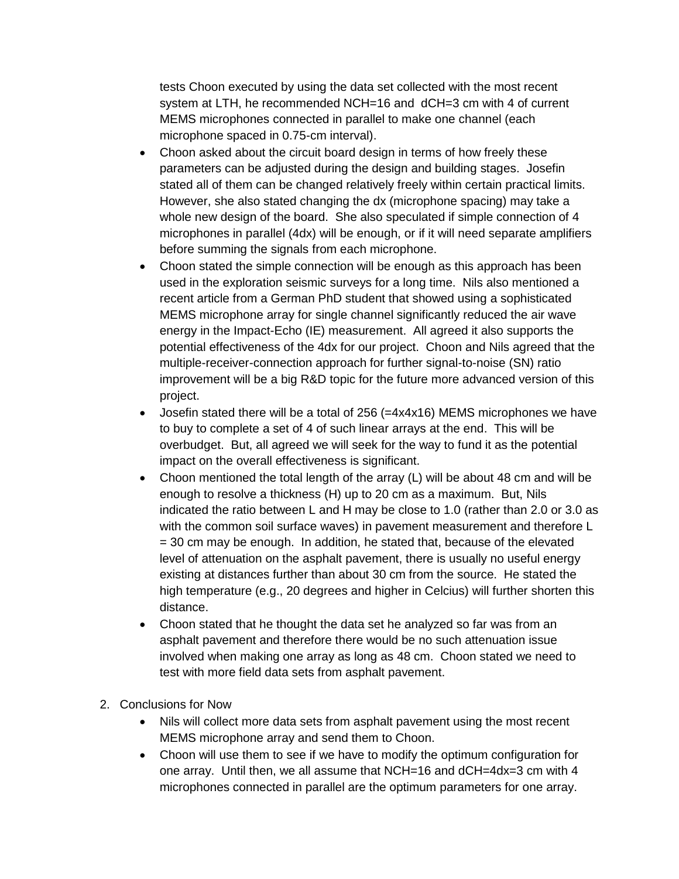tests Choon executed by using the data set collected with the most recent system at LTH, he recommended NCH=16 and dCH=3 cm with 4 of current MEMS microphones connected in parallel to make one channel (each microphone spaced in 0.75-cm interval).

- Choon asked about the circuit board design in terms of how freely these parameters can be adjusted during the design and building stages. Josefin stated all of them can be changed relatively freely within certain practical limits. However, she also stated changing the dx (microphone spacing) may take a whole new design of the board. She also speculated if simple connection of 4 microphones in parallel (4dx) will be enough, or if it will need separate amplifiers before summing the signals from each microphone.
- Choon stated the simple connection will be enough as this approach has been used in the exploration seismic surveys for a long time. Nils also mentioned a recent article from a German PhD student that showed using a sophisticated MEMS microphone array for single channel significantly reduced the air wave energy in the Impact-Echo (IE) measurement. All agreed it also supports the potential effectiveness of the 4dx for our project. Choon and Nils agreed that the multiple-receiver-connection approach for further signal-to-noise (SN) ratio improvement will be a big R&D topic for the future more advanced version of this project.
- Josefin stated there will be a total of 256 (=4x4x16) MEMS microphones we have to buy to complete a set of 4 of such linear arrays at the end. This will be overbudget. But, all agreed we will seek for the way to fund it as the potential impact on the overall effectiveness is significant.
- Choon mentioned the total length of the array (L) will be about 48 cm and will be enough to resolve a thickness (H) up to 20 cm as a maximum. But, Nils indicated the ratio between L and H may be close to 1.0 (rather than 2.0 or 3.0 as with the common soil surface waves) in pavement measurement and therefore L = 30 cm may be enough. In addition, he stated that, because of the elevated level of attenuation on the asphalt pavement, there is usually no useful energy existing at distances further than about 30 cm from the source. He stated the high temperature (e.g., 20 degrees and higher in Celcius) will further shorten this distance.
- Choon stated that he thought the data set he analyzed so far was from an asphalt pavement and therefore there would be no such attenuation issue involved when making one array as long as 48 cm. Choon stated we need to test with more field data sets from asphalt pavement.

2. Conclusions for Now
   - Nils will collect more data sets from asphalt pavement using the most recent MEMS microphone array and send them to Choon.
   - Choon will use them to see if we have to modify the optimum configuration for one array. Until then, we all assume that NCH=16 and dCH=4dx=3 cm with 4 microphones connected in parallel are the optimum parameters for one array.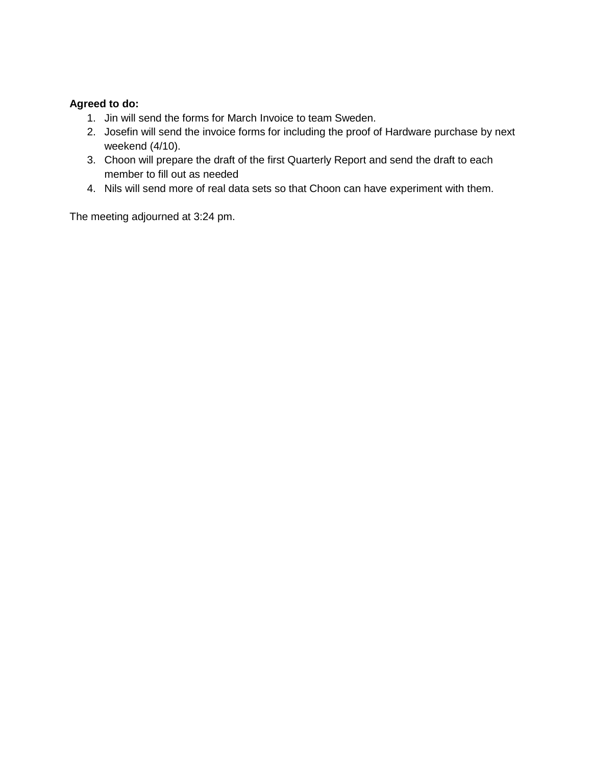**Agreed to do:**

1. Jin will send the forms for March Invoice to team Sweden.
2. Josefin will send the invoice forms for including the proof of Hardware purchase by next weekend (4/10).
3. Choon will prepare the draft of the first Quarterly Report and send the draft to each member to fill out as needed
4. Nils will send more of real data sets so that Choon can have experiment with them.

The meeting adjourned at 3:24 pm.